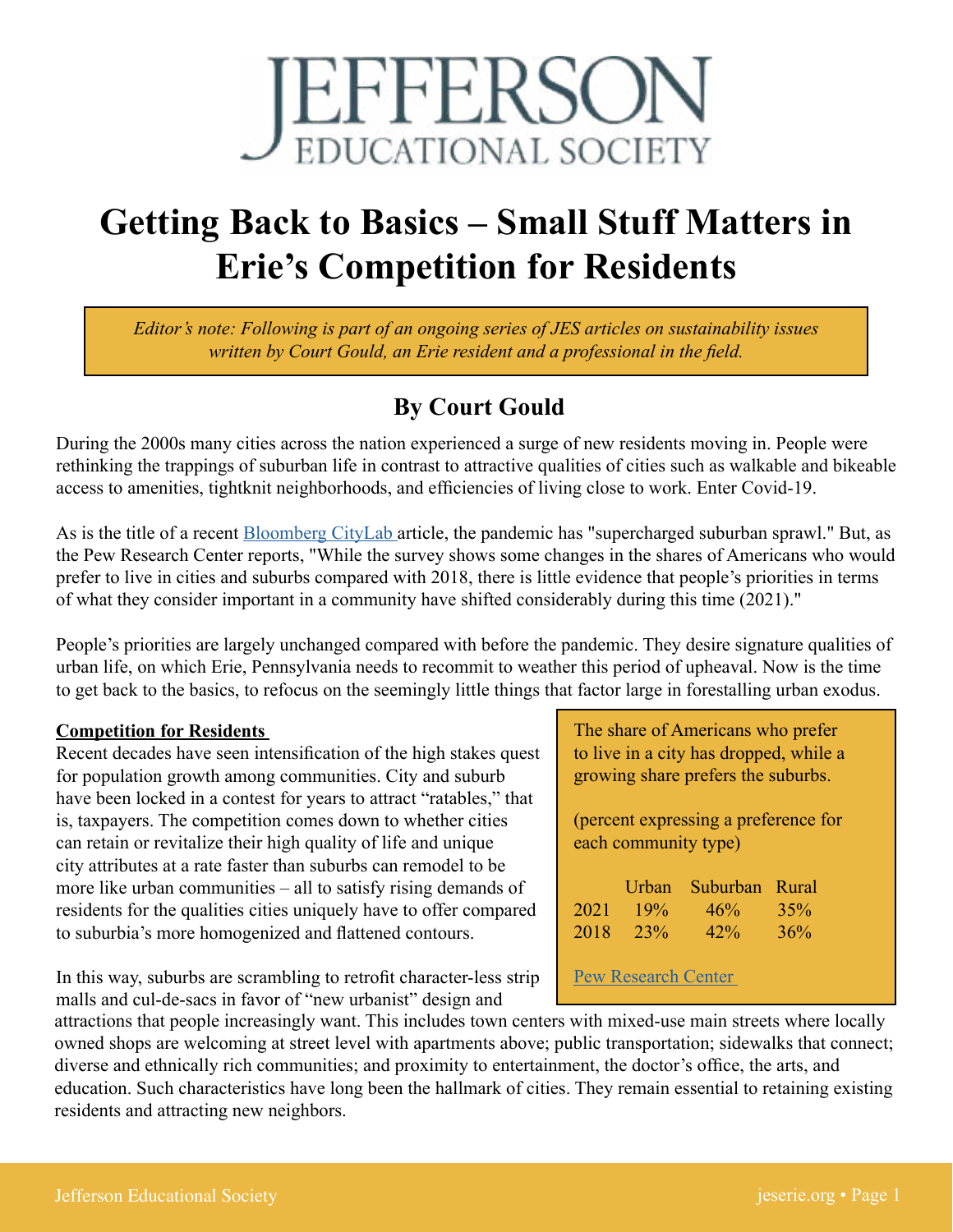# JEFFERSON EDUCATIONAL SOCIETY

# Getting Back to Basics – Small Stuff Matters in Erie's Competition for Residents

*Editor's note: Following is part of an ongoing series of JES articles on sustainability issues written by Court Gould, an Erie resident and a professional in the field.*

## By Court Gould

During the 2000s many cities across the nation experienced a surge of new residents moving in. People were rethinking the trappings of suburban life in contrast to attractive qualities of cities such as walkable and bikeable access to amenities, tightknit neighborhoods, and efficiencies of living close to work. Enter Covid-19.

As is the title of a recent Bloomberg CityLab article, the pandemic has "supercharged suburban sprawl." But, as the Pew Research Center reports, "While the survey shows some changes in the shares of Americans who would prefer to live in cities and suburbs compared with 2018, there is little evidence that people's priorities in terms of what they consider important in a community have shifted considerably during this time (2021)."

People's priorities are largely unchanged compared with before the pandemic. They desire signature qualities of urban life, on which Erie, Pennsylvania needs to recommit to weather this period of upheaval. Now is the time to get back to the basics, to refocus on the seemingly little things that factor large in forestalling urban exodus.

**Competition for Residents**

Recent decades have seen intensification of the high stakes quest for population growth among communities. City and suburb have been locked in a contest for years to attract "ratables," that is, taxpayers. The competition comes down to whether cities can retain or revitalize their high quality of life and unique city attributes at a rate faster than suburbs can remodel to be more like urban communities – all to satisfy rising demands of residents for the qualities cities uniquely have to offer compared to suburbia's more homogenized and flattened contours.

The share of Americans who prefer to live in a city has dropped, while a growing share prefers the suburbs.

(percent expressing a preference for each community type)

| | Urban | Suburban | Rural |
|---|---|---|---|
| 2021 | 19% | 46% | 35% |
| 2018 | 23% | 42% | 36% |

Pew Research Center

In this way, suburbs are scrambling to retrofit character-less strip malls and cul-de-sacs in favor of "new urbanist" design and attractions that people increasingly want. This includes town centers with mixed-use main streets where locally owned shops are welcoming at street level with apartments above; public transportation; sidewalks that connect; diverse and ethnically rich communities; and proximity to entertainment, the doctor's office, the arts, and education. Such characteristics have long been the hallmark of cities. They remain essential to retaining existing residents and attracting new neighbors.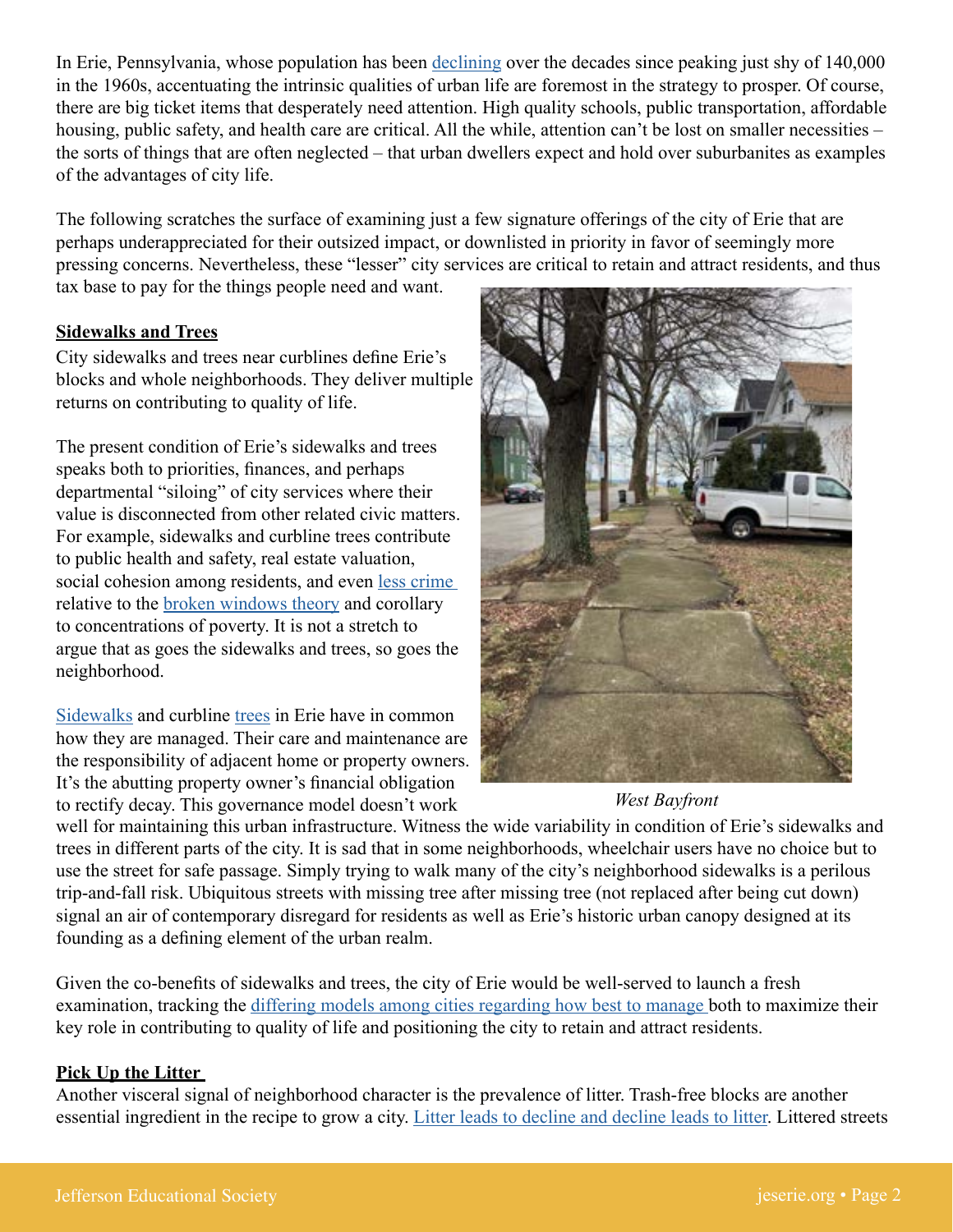In Erie, Pennsylvania, whose population has been declining over the decades since peaking just shy of 140,000 in the 1960s, accentuating the intrinsic qualities of urban life are foremost in the strategy to prosper. Of course, there are big ticket items that desperately need attention. High quality schools, public transportation, affordable housing, public safety, and health care are critical. All the while, attention can't be lost on smaller necessities – the sorts of things that are often neglected – that urban dwellers expect and hold over suburbanites as examples of the advantages of city life.

The following scratches the surface of examining just a few signature offerings of the city of Erie that are perhaps underappreciated for their outsized impact, or downlisted in priority in favor of seemingly more pressing concerns. Nevertheless, these "lesser" city services are critical to retain and attract residents, and thus tax base to pay for the things people need and want.

**Sidewalks and Trees**

City sidewalks and trees near curblines define Erie's blocks and whole neighborhoods. They deliver multiple returns on contributing to quality of life.

The present condition of Erie's sidewalks and trees speaks both to priorities, finances, and perhaps departmental "siloing" of city services where their value is disconnected from other related civic matters. For example, sidewalks and curbline trees contribute to public health and safety, real estate valuation, social cohesion among residents, and even less crime relative to the broken windows theory and corollary to concentrations of poverty. It is not a stretch to argue that as goes the sidewalks and trees, so goes the neighborhood.

*West Bayfront*

Sidewalks and curbline trees in Erie have in common how they are managed. Their care and maintenance are the responsibility of adjacent home or property owners. It's the abutting property owner's financial obligation to rectify decay. This governance model doesn't work well for maintaining this urban infrastructure. Witness the wide variability in condition of Erie's sidewalks and trees in different parts of the city. It is sad that in some neighborhoods, wheelchair users have no choice but to use the street for safe passage. Simply trying to walk many of the city's neighborhood sidewalks is a perilous trip-and-fall risk. Ubiquitous streets with missing tree after missing tree (not replaced after being cut down) signal an air of contemporary disregard for residents as well as Erie's historic urban canopy designed at its founding as a defining element of the urban realm.

Given the co-benefits of sidewalks and trees, the city of Erie would be well-served to launch a fresh examination, tracking the differing models among cities regarding how best to manage both to maximize their key role in contributing to quality of life and positioning the city to retain and attract residents.

**Pick Up the Litter**

Another visceral signal of neighborhood character is the prevalence of litter. Trash-free blocks are another essential ingredient in the recipe to grow a city. Litter leads to decline and decline leads to litter. Littered streets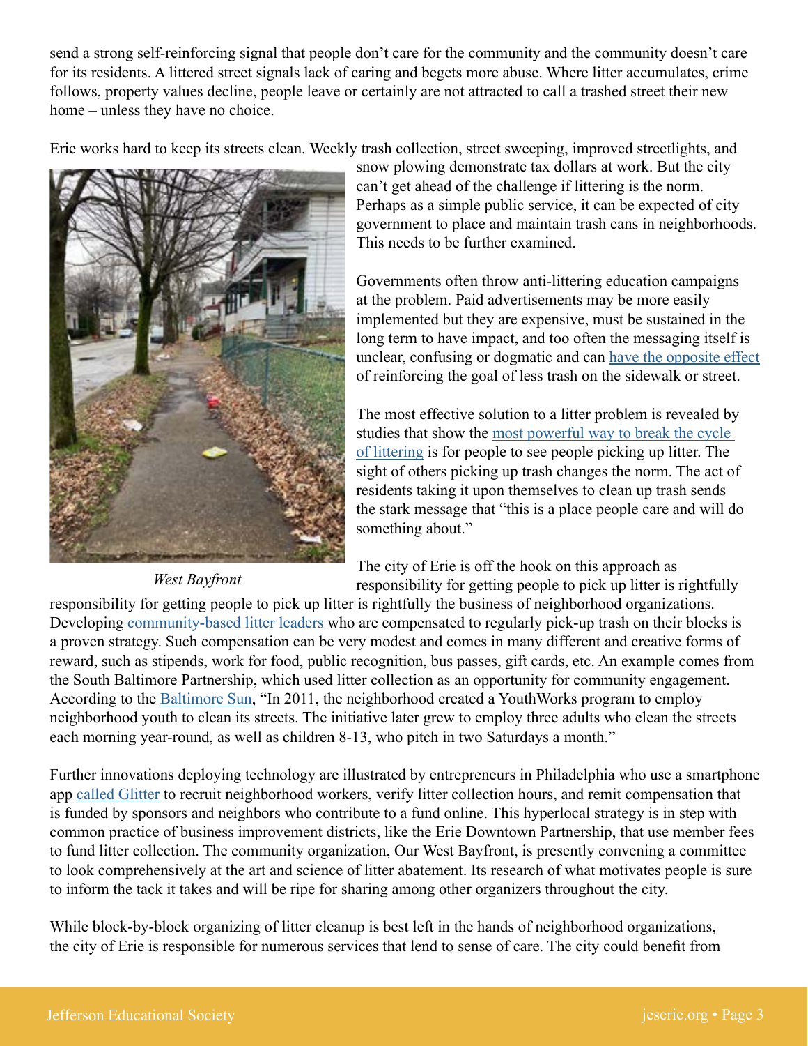send a strong self-reinforcing signal that people don't care for the community and the community doesn't care for its residents. A littered street signals lack of caring and begets more abuse. Where litter accumulates, crime follows, property values decline, people leave or certainly are not attracted to call a trashed street their new home – unless they have no choice.

Erie works hard to keep its streets clean. Weekly trash collection, street sweeping, improved streetlights, and snow plowing demonstrate tax dollars at work. But the city can't get ahead of the challenge if littering is the norm. Perhaps as a simple public service, it can be expected of city government to place and maintain trash cans in neighborhoods. This needs to be further examined.

*West Bayfront*

Governments often throw anti-littering education campaigns at the problem. Paid advertisements may be more easily implemented but they are expensive, must be sustained in the long term to have impact, and too often the messaging itself is unclear, confusing or dogmatic and can have the opposite effect of reinforcing the goal of less trash on the sidewalk or street.

The most effective solution to a litter problem is revealed by studies that show the most powerful way to break the cycle of littering is for people to see people picking up litter. The sight of others picking up trash changes the norm. The act of residents taking it upon themselves to clean up trash sends the stark message that "this is a place people care and will do something about."

The city of Erie is off the hook on this approach as responsibility for getting people to pick up litter is rightfully responsibility for getting people to pick up litter is rightfully the business of neighborhood organizations. Developing community-based litter leaders who are compensated to regularly pick-up trash on their blocks is a proven strategy. Such compensation can be very modest and comes in many different and creative forms of reward, such as stipends, work for food, public recognition, bus passes, gift cards, etc. An example comes from the South Baltimore Partnership, which used litter collection as an opportunity for community engagement. According to the Baltimore Sun, "In 2011, the neighborhood created a YouthWorks program to employ neighborhood youth to clean its streets. The initiative later grew to employ three adults who clean the streets each morning year-round, as well as children 8-13, who pitch in two Saturdays a month."

Further innovations deploying technology are illustrated by entrepreneurs in Philadelphia who use a smartphone app called Glitter to recruit neighborhood workers, verify litter collection hours, and remit compensation that is funded by sponsors and neighbors who contribute to a fund online. This hyperlocal strategy is in step with common practice of business improvement districts, like the Erie Downtown Partnership, that use member fees to fund litter collection. The community organization, Our West Bayfront, is presently convening a committee to look comprehensively at the art and science of litter abatement. Its research of what motivates people is sure to inform the tack it takes and will be ripe for sharing among other organizers throughout the city.

While block-by-block organizing of litter cleanup is best left in the hands of neighborhood organizations, the city of Erie is responsible for numerous services that lend to sense of care. The city could benefit from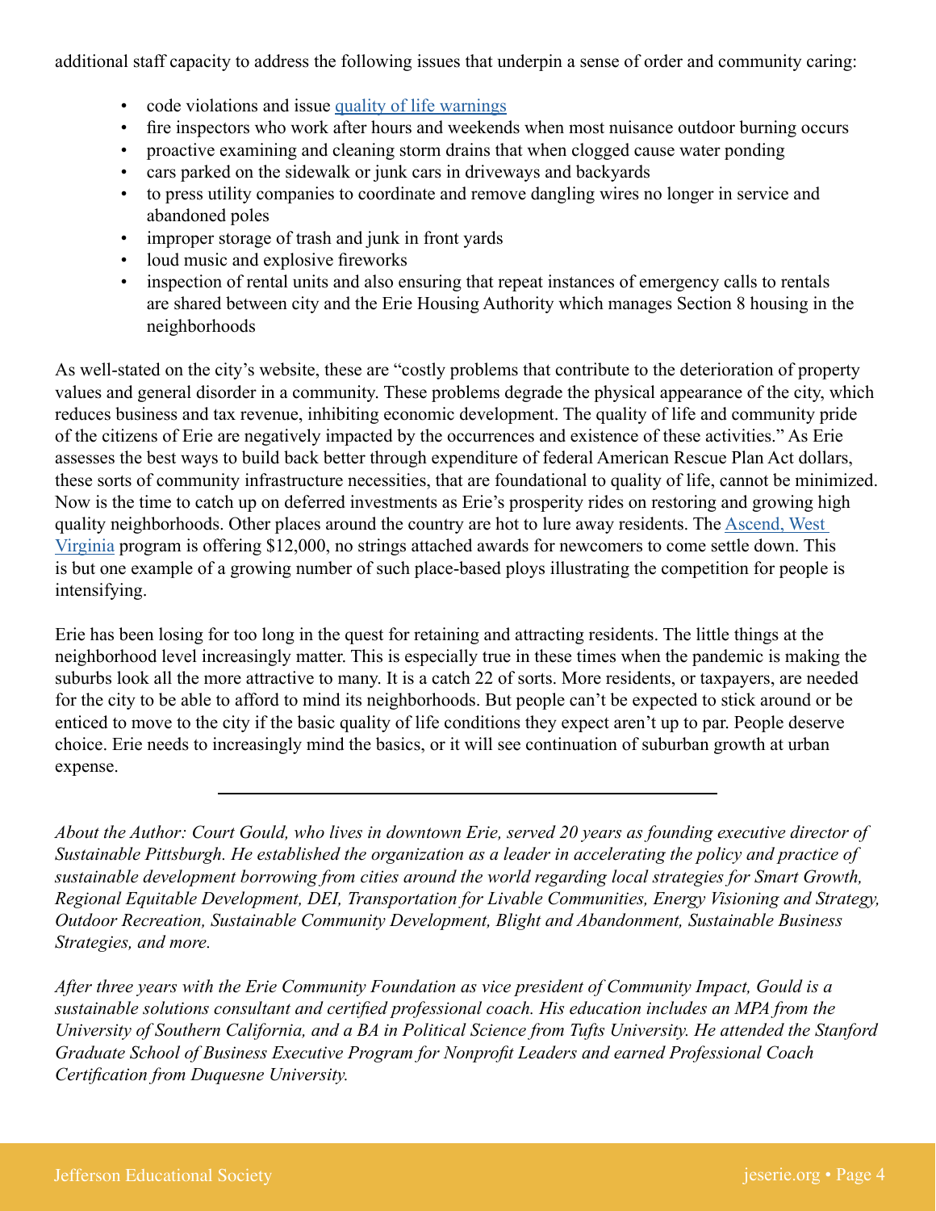additional staff capacity to address the following issues that underpin a sense of order and community caring:

- code violations and issue quality of life warnings
- fire inspectors who work after hours and weekends when most nuisance outdoor burning occurs
- proactive examining and cleaning storm drains that when clogged cause water ponding
- cars parked on the sidewalk or junk cars in driveways and backyards
- to press utility companies to coordinate and remove dangling wires no longer in service and abandoned poles
- improper storage of trash and junk in front yards
- loud music and explosive fireworks
- inspection of rental units and also ensuring that repeat instances of emergency calls to rentals are shared between city and the Erie Housing Authority which manages Section 8 housing in the neighborhoods

As well-stated on the city's website, these are "costly problems that contribute to the deterioration of property values and general disorder in a community. These problems degrade the physical appearance of the city, which reduces business and tax revenue, inhibiting economic development. The quality of life and community pride of the citizens of Erie are negatively impacted by the occurrences and existence of these activities." As Erie assesses the best ways to build back better through expenditure of federal American Rescue Plan Act dollars, these sorts of community infrastructure necessities, that are foundational to quality of life, cannot be minimized. Now is the time to catch up on deferred investments as Erie's prosperity rides on restoring and growing high quality neighborhoods. Other places around the country are hot to lure away residents. The Ascend, West Virginia program is offering $12,000, no strings attached awards for newcomers to come settle down. This is but one example of a growing number of such place-based ploys illustrating the competition for people is intensifying.

Erie has been losing for too long in the quest for retaining and attracting residents. The little things at the neighborhood level increasingly matter. This is especially true in these times when the pandemic is making the suburbs look all the more attractive to many. It is a catch 22 of sorts. More residents, or taxpayers, are needed for the city to be able to afford to mind its neighborhoods. But people can't be expected to stick around or be enticed to move to the city if the basic quality of life conditions they expect aren't up to par. People deserve choice. Erie needs to increasingly mind the basics, or it will see continuation of suburban growth at urban expense.

---

*About the Author: Court Gould, who lives in downtown Erie, served 20 years as founding executive director of Sustainable Pittsburgh. He established the organization as a leader in accelerating the policy and practice of sustainable development borrowing from cities around the world regarding local strategies for Smart Growth, Regional Equitable Development, DEI, Transportation for Livable Communities, Energy Visioning and Strategy, Outdoor Recreation, Sustainable Community Development, Blight and Abandonment, Sustainable Business Strategies, and more.*

*After three years with the Erie Community Foundation as vice president of Community Impact, Gould is a sustainable solutions consultant and certified professional coach. His education includes an MPA from the University of Southern California, and a BA in Political Science from Tufts University. He attended the Stanford Graduate School of Business Executive Program for Nonprofit Leaders and earned Professional Coach Certification from Duquesne University.*